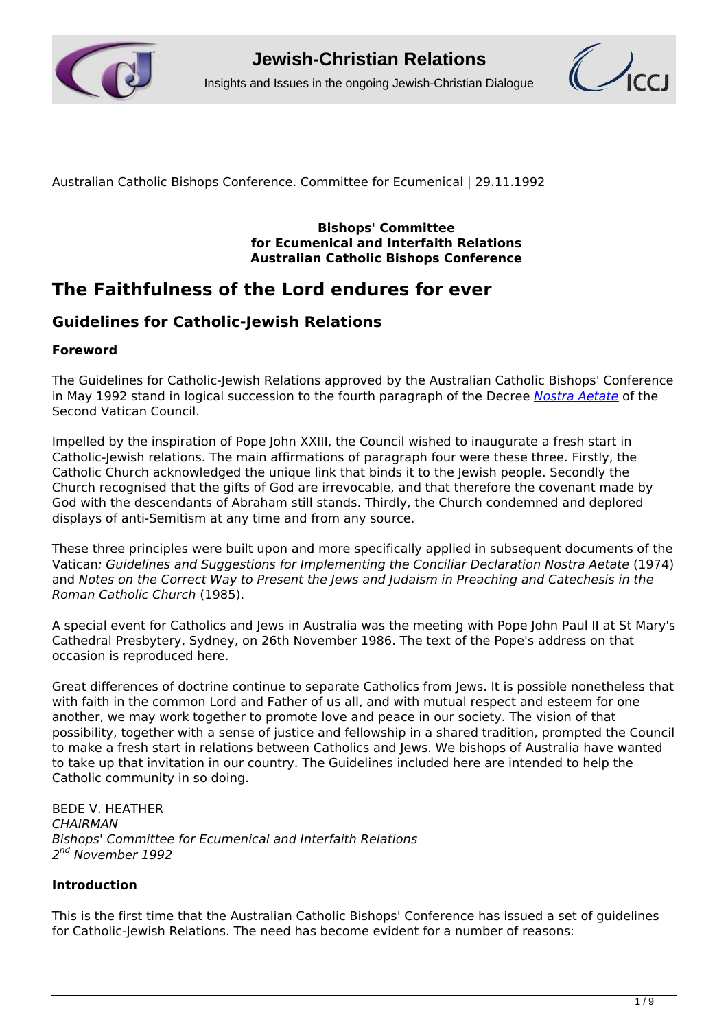Australian Catholic Bishops Conference. Committee for Ecumenical | 29.11.1992

**Bishops' Committee**
**for Ecumenical and Interfaith Relations**
**Australian Catholic Bishops Conference**

# The Faithfulness of the Lord endures for ever

## Guidelines for Catholic-Jewish Relations

### Foreword

The Guidelines for Catholic-Jewish Relations approved by the Australian Catholic Bishops' Conference in May 1992 stand in logical succession to the fourth paragraph of the Decree *Nostra Aetate* of the Second Vatican Council.

Impelled by the inspiration of Pope John XXIII, the Council wished to inaugurate a fresh start in Catholic-Jewish relations. The main affirmations of paragraph four were these three. Firstly, the Catholic Church acknowledged the unique link that binds it to the Jewish people. Secondly the Church recognised that the gifts of God are irrevocable, and that therefore the covenant made by God with the descendants of Abraham still stands. Thirdly, the Church condemned and deplored displays of anti-Semitism at any time and from any source.

These three principles were built upon and more specifically applied in subsequent documents of the Vatican*: Guidelines and Suggestions for Implementing the Conciliar Declaration Nostra Aetate* (1974) and *Notes on the Correct Way to Present the Jews and Judaism in Preaching and Catechesis in the Roman Catholic Church* (1985).

A special event for Catholics and Jews in Australia was the meeting with Pope John Paul II at St Mary's Cathedral Presbytery, Sydney, on 26th November 1986. The text of the Pope's address on that occasion is reproduced here.

Great differences of doctrine continue to separate Catholics from Jews. It is possible nonetheless that with faith in the common Lord and Father of us all, and with mutual respect and esteem for one another, we may work together to promote love and peace in our society. The vision of that possibility, together with a sense of justice and fellowship in a shared tradition, prompted the Council to make a fresh start in relations between Catholics and Jews. We bishops of Australia have wanted to take up that invitation in our country. The Guidelines included here are intended to help the Catholic community in so doing.

BEDE V. HEATHER
*CHAIRMAN*
*Bishops' Committee for Ecumenical and Interfaith Relations*
*2nd November 1992*

### Introduction

This is the first time that the Australian Catholic Bishops' Conference has issued a set of guidelines for Catholic-Jewish Relations. The need has become evident for a number of reasons: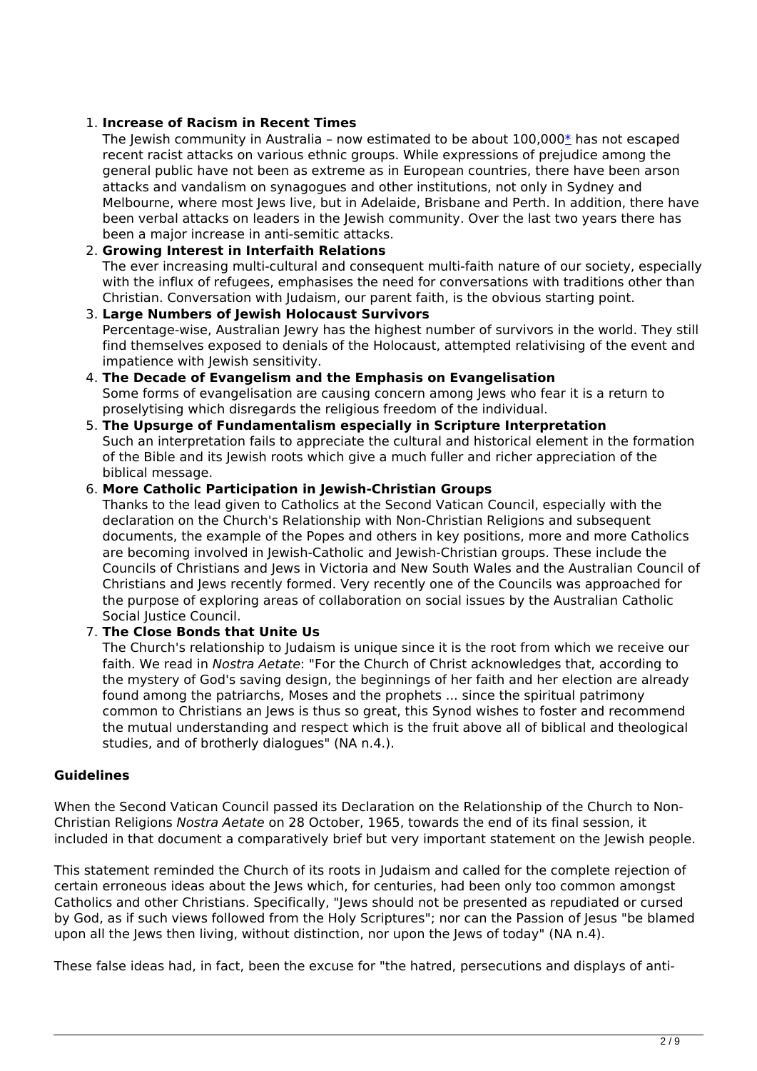1. **Increase of Racism in Recent Times**
   The Jewish community in Australia – now estimated to be about 100,000* has not escaped recent racist attacks on various ethnic groups. While expressions of prejudice among the general public have not been as extreme as in European countries, there have been arson attacks and vandalism on synagogues and other institutions, not only in Sydney and Melbourne, where most Jews live, but in Adelaide, Brisbane and Perth. In addition, there have been verbal attacks on leaders in the Jewish community. Over the last two years there has been a major increase in anti-semitic attacks.
2. **Growing Interest in Interfaith Relations**
   The ever increasing multi-cultural and consequent multi-faith nature of our society, especially with the influx of refugees, emphasises the need for conversations with traditions other than Christian. Conversation with Judaism, our parent faith, is the obvious starting point.
3. **Large Numbers of Jewish Holocaust Survivors**
   Percentage-wise, Australian Jewry has the highest number of survivors in the world. They still find themselves exposed to denials of the Holocaust, attempted relativising of the event and impatience with Jewish sensitivity.
4. **The Decade of Evangelism and the Emphasis on Evangelisation**
   Some forms of evangelisation are causing concern among Jews who fear it is a return to proselytising which disregards the religious freedom of the individual.
5. **The Upsurge of Fundamentalism especially in Scripture Interpretation**
   Such an interpretation fails to appreciate the cultural and historical element in the formation of the Bible and its Jewish roots which give a much fuller and richer appreciation of the biblical message.
6. **More Catholic Participation in Jewish-Christian Groups**
   Thanks to the lead given to Catholics at the Second Vatican Council, especially with the declaration on the Church's Relationship with Non-Christian Religions and subsequent documents, the example of the Popes and others in key positions, more and more Catholics are becoming involved in Jewish-Catholic and Jewish-Christian groups. These include the Councils of Christians and Jews in Victoria and New South Wales and the Australian Council of Christians and Jews recently formed. Very recently one of the Councils was approached for the purpose of exploring areas of collaboration on social issues by the Australian Catholic Social Justice Council.
7. **The Close Bonds that Unite Us**
   The Church's relationship to Judaism is unique since it is the root from which we receive our faith. We read in *Nostra Aetate*: "For the Church of Christ acknowledges that, according to the mystery of God's saving design, the beginnings of her faith and her election are already found among the patriarchs, Moses and the prophets ... since the spiritual patrimony common to Christians an Jews is thus so great, this Synod wishes to foster and recommend the mutual understanding and respect which is the fruit above all of biblical and theological studies, and of brotherly dialogues" (NA n.4.).

**Guidelines**

When the Second Vatican Council passed its Declaration on the Relationship of the Church to Non-Christian Religions *Nostra Aetate* on 28 October, 1965, towards the end of its final session, it included in that document a comparatively brief but very important statement on the Jewish people.

This statement reminded the Church of its roots in Judaism and called for the complete rejection of certain erroneous ideas about the Jews which, for centuries, had been only too common amongst Catholics and other Christians. Specifically, "Jews should not be presented as repudiated or cursed by God, as if such views followed from the Holy Scriptures"; nor can the Passion of Jesus "be blamed upon all the Jews then living, without distinction, nor upon the Jews of today" (NA n.4).

These false ideas had, in fact, been the excuse for "the hatred, persecutions and displays of anti-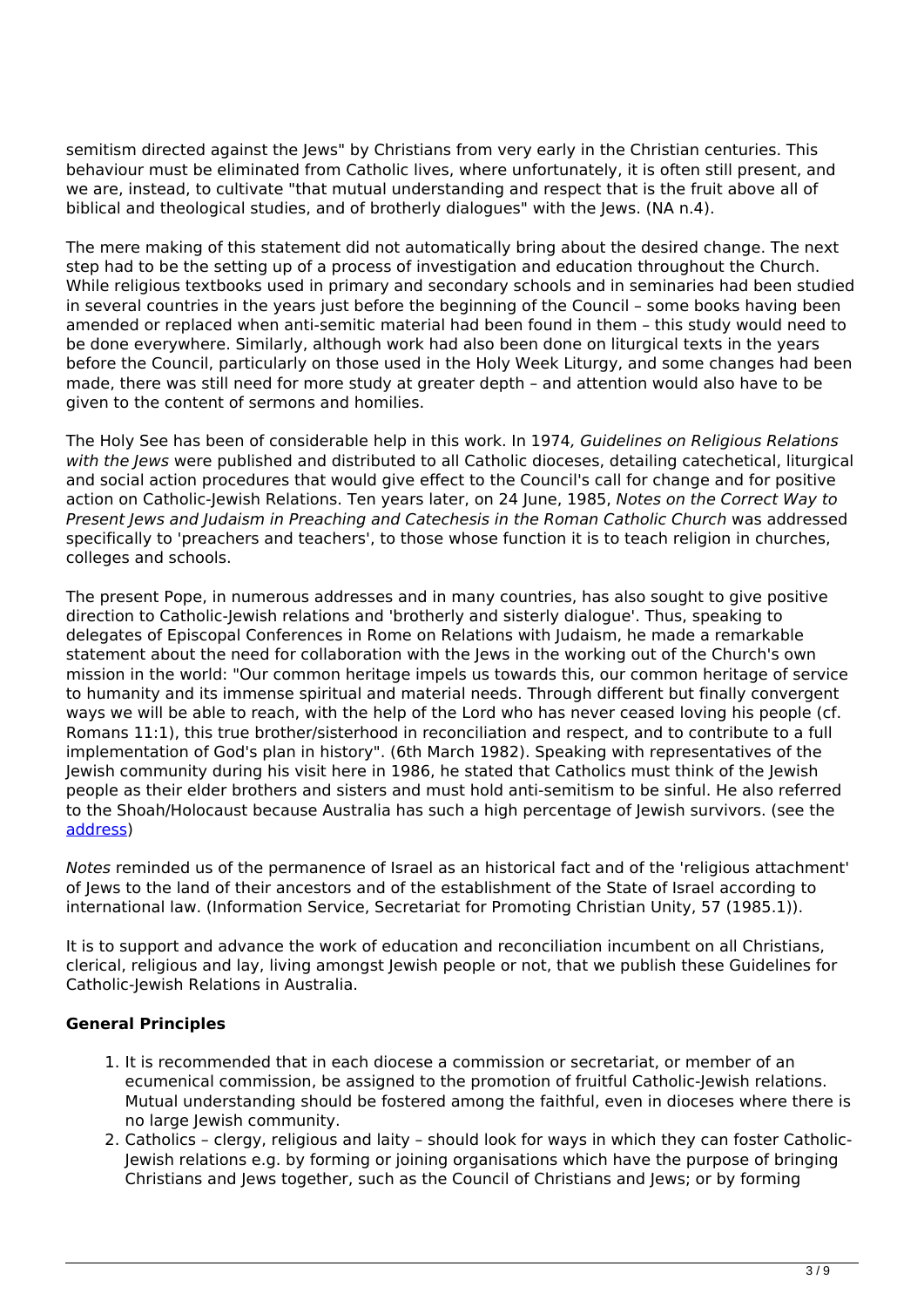semitism directed against the Jews" by Christians from very early in the Christian centuries. This behaviour must be eliminated from Catholic lives, where unfortunately, it is often still present, and we are, instead, to cultivate "that mutual understanding and respect that is the fruit above all of biblical and theological studies, and of brotherly dialogues" with the Jews. (NA n.4).

The mere making of this statement did not automatically bring about the desired change. The next step had to be the setting up of a process of investigation and education throughout the Church. While religious textbooks used in primary and secondary schools and in seminaries had been studied in several countries in the years just before the beginning of the Council – some books having been amended or replaced when anti-semitic material had been found in them – this study would need to be done everywhere. Similarly, although work had also been done on liturgical texts in the years before the Council, particularly on those used in the Holy Week Liturgy, and some changes had been made, there was still need for more study at greater depth – and attention would also have to be given to the content of sermons and homilies.

The Holy See has been of considerable help in this work. In 1974, *Guidelines on Religious Relations with the Jews* were published and distributed to all Catholic dioceses, detailing catechetical, liturgical and social action procedures that would give effect to the Council's call for change and for positive action on Catholic-Jewish Relations. Ten years later, on 24 June, 1985, *Notes on the Correct Way to Present Jews and Judaism in Preaching and Catechesis in the Roman Catholic Church* was addressed specifically to 'preachers and teachers', to those whose function it is to teach religion in churches, colleges and schools.

The present Pope, in numerous addresses and in many countries, has also sought to give positive direction to Catholic-Jewish relations and 'brotherly and sisterly dialogue'. Thus, speaking to delegates of Episcopal Conferences in Rome on Relations with Judaism, he made a remarkable statement about the need for collaboration with the Jews in the working out of the Church's own mission in the world: "Our common heritage impels us towards this, our common heritage of service to humanity and its immense spiritual and material needs. Through different but finally convergent ways we will be able to reach, with the help of the Lord who has never ceased loving his people (cf. Romans 11:1), this true brother/sisterhood in reconciliation and respect, and to contribute to a full implementation of God's plan in history". (6th March 1982). Speaking with representatives of the Jewish community during his visit here in 1986, he stated that Catholics must think of the Jewish people as their elder brothers and sisters and must hold anti-semitism to be sinful. He also referred to the Shoah/Holocaust because Australia has such a high percentage of Jewish survivors. (see the address)

*Notes* reminded us of the permanence of Israel as an historical fact and of the 'religious attachment' of Jews to the land of their ancestors and of the establishment of the State of Israel according to international law. (Information Service, Secretariat for Promoting Christian Unity, 57 (1985.1)).

It is to support and advance the work of education and reconciliation incumbent on all Christians, clerical, religious and lay, living amongst Jewish people or not, that we publish these Guidelines for Catholic-Jewish Relations in Australia.

**General Principles**

1. It is recommended that in each diocese a commission or secretariat, or member of an ecumenical commission, be assigned to the promotion of fruitful Catholic-Jewish relations. Mutual understanding should be fostered among the faithful, even in dioceses where there is no large Jewish community.
2. Catholics – clergy, religious and laity – should look for ways in which they can foster Catholic-Jewish relations e.g. by forming or joining organisations which have the purpose of bringing Christians and Jews together, such as the Council of Christians and Jews; or by forming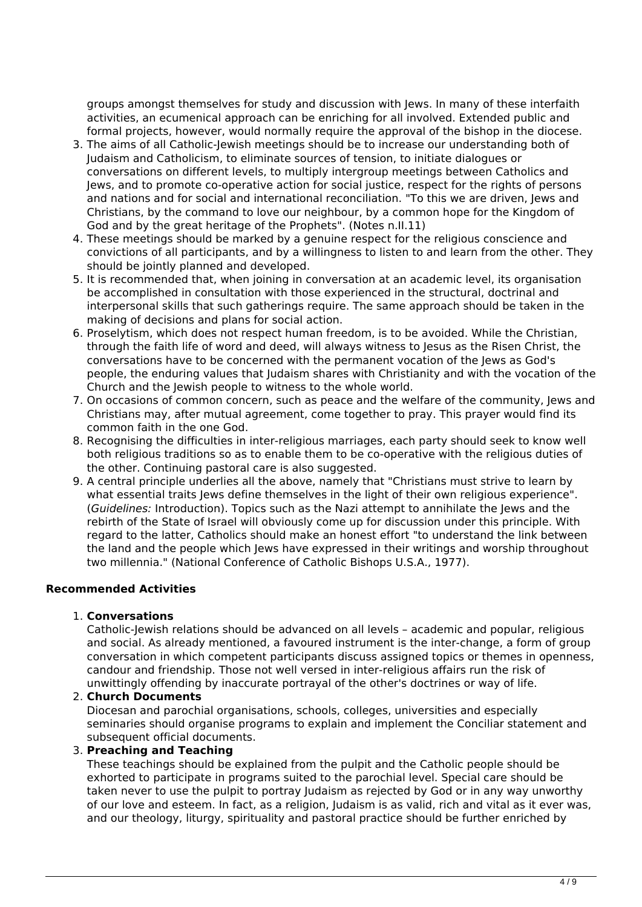groups amongst themselves for study and discussion with Jews. In many of these interfaith activities, an ecumenical approach can be enriching for all involved. Extended public and formal projects, however, would normally require the approval of the bishop in the diocese.

3. The aims of all Catholic-Jewish meetings should be to increase our understanding both of Judaism and Catholicism, to eliminate sources of tension, to initiate dialogues or conversations on different levels, to multiply intergroup meetings between Catholics and Jews, and to promote co-operative action for social justice, respect for the rights of persons and nations and for social and international reconciliation. "To this we are driven, Jews and Christians, by the command to love our neighbour, by a common hope for the Kingdom of God and by the great heritage of the Prophets". (Notes n.II.11)
4. These meetings should be marked by a genuine respect for the religious conscience and convictions of all participants, and by a willingness to listen to and learn from the other. They should be jointly planned and developed.
5. It is recommended that, when joining in conversation at an academic level, its organisation be accomplished in consultation with those experienced in the structural, doctrinal and interpersonal skills that such gatherings require. The same approach should be taken in the making of decisions and plans for social action.
6. Proselytism, which does not respect human freedom, is to be avoided. While the Christian, through the faith life of word and deed, will always witness to Jesus as the Risen Christ, the conversations have to be concerned with the permanent vocation of the Jews as God's people, the enduring values that Judaism shares with Christianity and with the vocation of the Church and the Jewish people to witness to the whole world.
7. On occasions of common concern, such as peace and the welfare of the community, Jews and Christians may, after mutual agreement, come together to pray. This prayer would find its common faith in the one God.
8. Recognising the difficulties in inter-religious marriages, each party should seek to know well both religious traditions so as to enable them to be co-operative with the religious duties of the other. Continuing pastoral care is also suggested.
9. A central principle underlies all the above, namely that "Christians must strive to learn by what essential traits Jews define themselves in the light of their own religious experience". (*Guidelines:* Introduction). Topics such as the Nazi attempt to annihilate the Jews and the rebirth of the State of Israel will obviously come up for discussion under this principle. With regard to the latter, Catholics should make an honest effort "to understand the link between the land and the people which Jews have expressed in their writings and worship throughout two millennia." (National Conference of Catholic Bishops U.S.A., 1977).

**Recommended Activities**

1. **Conversations**
   Catholic-Jewish relations should be advanced on all levels – academic and popular, religious and social. As already mentioned, a favoured instrument is the inter-change, a form of group conversation in which competent participants discuss assigned topics or themes in openness, candour and friendship. Those not well versed in inter-religious affairs run the risk of unwittingly offending by inaccurate portrayal of the other's doctrines or way of life.
2. **Church Documents**
   Diocesan and parochial organisations, schools, colleges, universities and especially seminaries should organise programs to explain and implement the Conciliar statement and subsequent official documents.
3. **Preaching and Teaching**
   These teachings should be explained from the pulpit and the Catholic people should be exhorted to participate in programs suited to the parochial level. Special care should be taken never to use the pulpit to portray Judaism as rejected by God or in any way unworthy of our love and esteem. In fact, as a religion, Judaism is as valid, rich and vital as it ever was, and our theology, liturgy, spirituality and pastoral practice should be further enriched by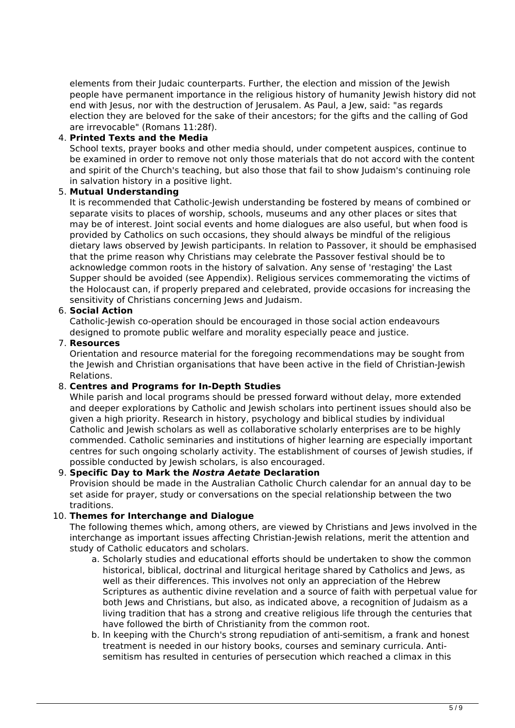elements from their Judaic counterparts. Further, the election and mission of the Jewish people have permanent importance in the religious history of humanity Jewish history did not end with Jesus, nor with the destruction of Jerusalem. As Paul, a Jew, said: "as regards election they are beloved for the sake of their ancestors; for the gifts and the calling of God are irrevocable" (Romans 11:28f).

4. **Printed Texts and the Media**
   School texts, prayer books and other media should, under competent auspices, continue to be examined in order to remove not only those materials that do not accord with the content and spirit of the Church's teaching, but also those that fail to show Judaism's continuing role in salvation history in a positive light.
5. **Mutual Understanding**
   It is recommended that Catholic-Jewish understanding be fostered by means of combined or separate visits to places of worship, schools, museums and any other places or sites that may be of interest. Joint social events and home dialogues are also useful, but when food is provided by Catholics on such occasions, they should always be mindful of the religious dietary laws observed by Jewish participants. In relation to Passover, it should be emphasised that the prime reason why Christians may celebrate the Passover festival should be to acknowledge common roots in the history of salvation. Any sense of 'restaging' the Last Supper should be avoided (see Appendix). Religious services commemorating the victims of the Holocaust can, if properly prepared and celebrated, provide occasions for increasing the sensitivity of Christians concerning Jews and Judaism.
6. **Social Action**
   Catholic-Jewish co-operation should be encouraged in those social action endeavours designed to promote public welfare and morality especially peace and justice.
7. **Resources**
   Orientation and resource material for the foregoing recommendations may be sought from the Jewish and Christian organisations that have been active in the field of Christian-Jewish Relations.
8. **Centres and Programs for In-Depth Studies**
   While parish and local programs should be pressed forward without delay, more extended and deeper explorations by Catholic and Jewish scholars into pertinent issues should also be given a high priority. Research in history, psychology and biblical studies by individual Catholic and Jewish scholars as well as collaborative scholarly enterprises are to be highly commended. Catholic seminaries and institutions of higher learning are especially important centres for such ongoing scholarly activity. The establishment of courses of Jewish studies, if possible conducted by Jewish scholars, is also encouraged.
9. **Specific Day to Mark the *Nostra Aetate* Declaration**
   Provision should be made in the Australian Catholic Church calendar for an annual day to be set aside for prayer, study or conversations on the special relationship between the two traditions.
10. **Themes for Interchange and Dialogue**
    The following themes which, among others, are viewed by Christians and Jews involved in the interchange as important issues affecting Christian-Jewish relations, merit the attention and study of Catholic educators and scholars.
    a. Scholarly studies and educational efforts should be undertaken to show the common historical, biblical, doctrinal and liturgical heritage shared by Catholics and Jews, as well as their differences. This involves not only an appreciation of the Hebrew Scriptures as authentic divine revelation and a source of faith with perpetual value for both Jews and Christians, but also, as indicated above, a recognition of Judaism as a living tradition that has a strong and creative religious life through the centuries that have followed the birth of Christianity from the common root.
    b. In keeping with the Church's strong repudiation of anti-semitism, a frank and honest treatment is needed in our history books, courses and seminary curricula. Anti-semitism has resulted in centuries of persecution which reached a climax in this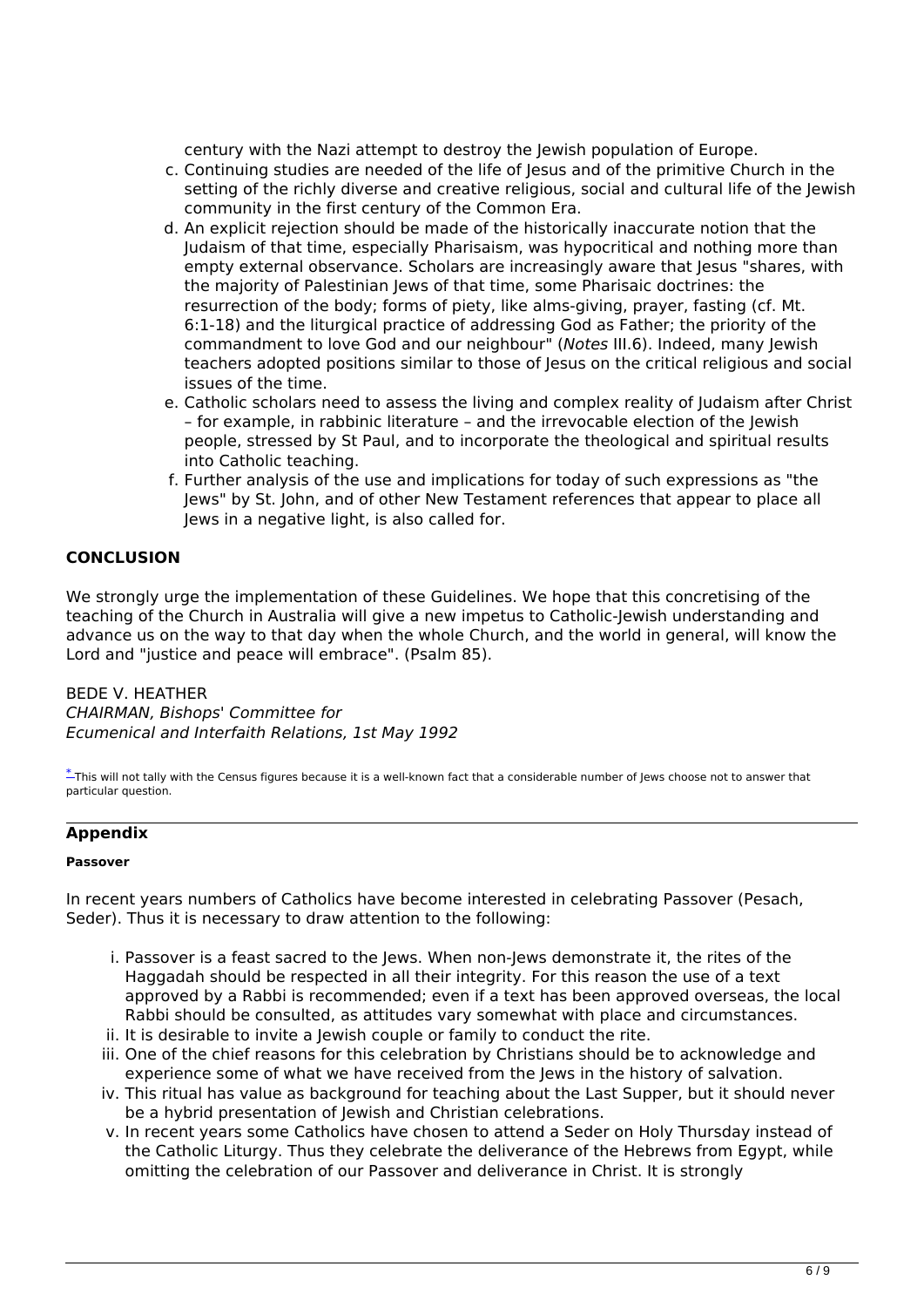century with the Nazi attempt to destroy the Jewish population of Europe.

c. Continuing studies are needed of the life of Jesus and of the primitive Church in the setting of the richly diverse and creative religious, social and cultural life of the Jewish community in the first century of the Common Era.
d. An explicit rejection should be made of the historically inaccurate notion that the Judaism of that time, especially Pharisaism, was hypocritical and nothing more than empty external observance. Scholars are increasingly aware that Jesus "shares, with the majority of Palestinian Jews of that time, some Pharisaic doctrines: the resurrection of the body; forms of piety, like alms-giving, prayer, fasting (cf. Mt. 6:1-18) and the liturgical practice of addressing God as Father; the priority of the commandment to love God and our neighbour" (*Notes* III.6). Indeed, many Jewish teachers adopted positions similar to those of Jesus on the critical religious and social issues of the time.
e. Catholic scholars need to assess the living and complex reality of Judaism after Christ – for example, in rabbinic literature – and the irrevocable election of the Jewish people, stressed by St Paul, and to incorporate the theological and spiritual results into Catholic teaching.
f. Further analysis of the use and implications for today of such expressions as "the Jews" by St. John, and of other New Testament references that appear to place all Jews in a negative light, is also called for.

## CONCLUSION

We strongly urge the implementation of these Guidelines. We hope that this concretising of the teaching of the Church in Australia will give a new impetus to Catholic-Jewish understanding and advance us on the way to that day when the whole Church, and the world in general, will know the Lord and "justice and peace will embrace". (Psalm 85).

BEDE V. HEATHER
*CHAIRMAN, Bishops' Committee for*
*Ecumenical and Interfaith Relations, 1st May 1992*

[*] This will not tally with the Census figures because it is a well-known fact that a considerable number of Jews choose not to answer that particular question.

---

## Appendix

#### Passover

In recent years numbers of Catholics have become interested in celebrating Passover (Pesach, Seder). Thus it is necessary to draw attention to the following:

i. Passover is a feast sacred to the Jews. When non-Jews demonstrate it, the rites of the Haggadah should be respected in all their integrity. For this reason the use of a text approved by a Rabbi is recommended; even if a text has been approved overseas, the local Rabbi should be consulted, as attitudes vary somewhat with place and circumstances.
ii. It is desirable to invite a Jewish couple or family to conduct the rite.
iii. One of the chief reasons for this celebration by Christians should be to acknowledge and experience some of what we have received from the Jews in the history of salvation.
iv. This ritual has value as background for teaching about the Last Supper, but it should never be a hybrid presentation of Jewish and Christian celebrations.
v. In recent years some Catholics have chosen to attend a Seder on Holy Thursday instead of the Catholic Liturgy. Thus they celebrate the deliverance of the Hebrews from Egypt, while omitting the celebration of our Passover and deliverance in Christ. It is strongly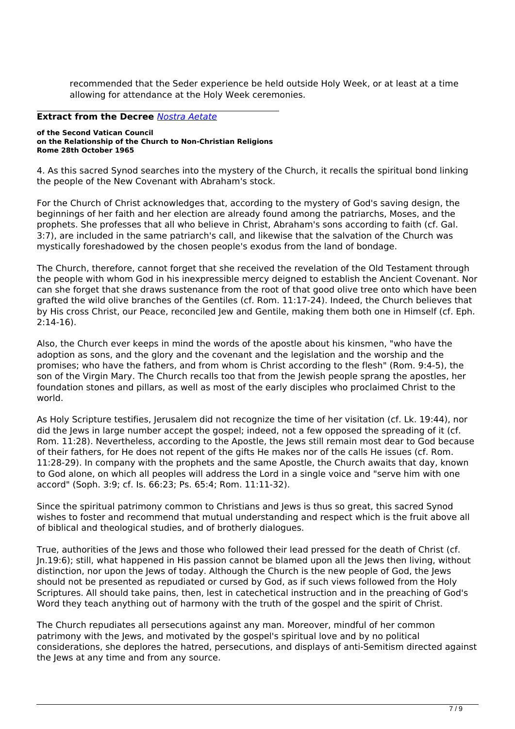recommended that the Seder experience be held outside Holy Week, or at least at a time allowing for attendance at the Holy Week ceremonies.

---

**Extract from the Decree *Nostra Aetate***

**of the Second Vatican Council**
**on the Relationship of the Church to Non-Christian Religions**
**Rome 28th October 1965**

4. As this sacred Synod searches into the mystery of the Church, it recalls the spiritual bond linking the people of the New Covenant with Abraham's stock.

For the Church of Christ acknowledges that, according to the mystery of God's saving design, the beginnings of her faith and her election are already found among the patriarchs, Moses, and the prophets. She professes that all who believe in Christ, Abraham's sons according to faith (cf. Gal. 3:7), are included in the same patriarch's call, and likewise that the salvation of the Church was mystically foreshadowed by the chosen people's exodus from the land of bondage.

The Church, therefore, cannot forget that she received the revelation of the Old Testament through the people with whom God in his inexpressible mercy deigned to establish the Ancient Covenant. Nor can she forget that she draws sustenance from the root of that good olive tree onto which have been grafted the wild olive branches of the Gentiles (cf. Rom. 11:17-24). Indeed, the Church believes that by His cross Christ, our Peace, reconciled Jew and Gentile, making them both one in Himself (cf. Eph. 2:14-16).

Also, the Church ever keeps in mind the words of the apostle about his kinsmen, "who have the adoption as sons, and the glory and the covenant and the legislation and the worship and the promises; who have the fathers, and from whom is Christ according to the flesh" (Rom. 9:4-5), the son of the Virgin Mary. The Church recalls too that from the Jewish people sprang the apostles, her foundation stones and pillars, as well as most of the early disciples who proclaimed Christ to the world.

As Holy Scripture testifies, Jerusalem did not recognize the time of her visitation (cf. Lk. 19:44), nor did the Jews in large number accept the gospel; indeed, not a few opposed the spreading of it (cf. Rom. 11:28). Nevertheless, according to the Apostle, the Jews still remain most dear to God because of their fathers, for He does not repent of the gifts He makes nor of the calls He issues (cf. Rom. 11:28-29). In company with the prophets and the same Apostle, the Church awaits that day, known to God alone, on which all peoples will address the Lord in a single voice and "serve him with one accord" (Soph. 3:9; cf. Is. 66:23; Ps. 65:4; Rom. 11:11-32).

Since the spiritual patrimony common to Christians and Jews is thus so great, this sacred Synod wishes to foster and recommend that mutual understanding and respect which is the fruit above all of biblical and theological studies, and of brotherly dialogues.

True, authorities of the Jews and those who followed their lead pressed for the death of Christ (cf. Jn.19:6); still, what happened in His passion cannot be blamed upon all the Jews then living, without distinction, nor upon the Jews of today. Although the Church is the new people of God, the Jews should not be presented as repudiated or cursed by God, as if such views followed from the Holy Scriptures. All should take pains, then, lest in catechetical instruction and in the preaching of God's Word they teach anything out of harmony with the truth of the gospel and the spirit of Christ.

The Church repudiates all persecutions against any man. Moreover, mindful of her common patrimony with the Jews, and motivated by the gospel's spiritual love and by no political considerations, she deplores the hatred, persecutions, and displays of anti-Semitism directed against the Jews at any time and from any source.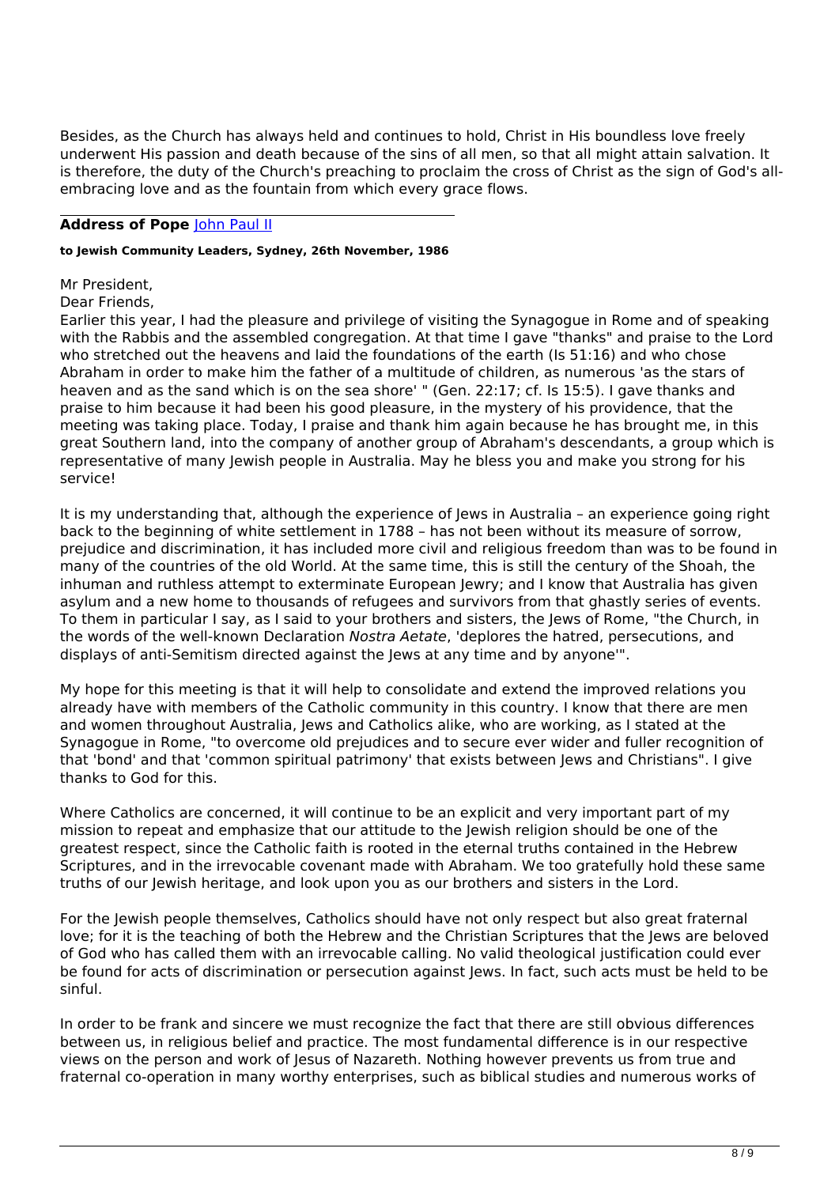Besides, as the Church has always held and continues to hold, Christ in His boundless love freely underwent His passion and death because of the sins of all men, so that all might attain salvation. It is therefore, the duty of the Church's preaching to proclaim the cross of Christ as the sign of God's all-embracing love and as the fountain from which every grace flows.

---

**Address of Pope** John Paul II

**to Jewish Community Leaders, Sydney, 26th November, 1986**

Mr President,
Dear Friends,
Earlier this year, I had the pleasure and privilege of visiting the Synagogue in Rome and of speaking with the Rabbis and the assembled congregation. At that time I gave "thanks" and praise to the Lord who stretched out the heavens and laid the foundations of the earth (Is 51:16) and who chose Abraham in order to make him the father of a multitude of children, as numerous 'as the stars of heaven and as the sand which is on the sea shore' " (Gen. 22:17; cf. Is 15:5). I gave thanks and praise to him because it had been his good pleasure, in the mystery of his providence, that the meeting was taking place. Today, I praise and thank him again because he has brought me, in this great Southern land, into the company of another group of Abraham's descendants, a group which is representative of many Jewish people in Australia. May he bless you and make you strong for his service!

It is my understanding that, although the experience of Jews in Australia – an experience going right back to the beginning of white settlement in 1788 – has not been without its measure of sorrow, prejudice and discrimination, it has included more civil and religious freedom than was to be found in many of the countries of the old World. At the same time, this is still the century of the Shoah, the inhuman and ruthless attempt to exterminate European Jewry; and I know that Australia has given asylum and a new home to thousands of refugees and survivors from that ghastly series of events. To them in particular I say, as I said to your brothers and sisters, the Jews of Rome, "the Church, in the words of the well-known Declaration *Nostra Aetate*, 'deplores the hatred, persecutions, and displays of anti-Semitism directed against the Jews at any time and by anyone'".

My hope for this meeting is that it will help to consolidate and extend the improved relations you already have with members of the Catholic community in this country. I know that there are men and women throughout Australia, Jews and Catholics alike, who are working, as I stated at the Synagogue in Rome, "to overcome old prejudices and to secure ever wider and fuller recognition of that 'bond' and that 'common spiritual patrimony' that exists between Jews and Christians". I give thanks to God for this.

Where Catholics are concerned, it will continue to be an explicit and very important part of my mission to repeat and emphasize that our attitude to the Jewish religion should be one of the greatest respect, since the Catholic faith is rooted in the eternal truths contained in the Hebrew Scriptures, and in the irrevocable covenant made with Abraham. We too gratefully hold these same truths of our Jewish heritage, and look upon you as our brothers and sisters in the Lord.

For the Jewish people themselves, Catholics should have not only respect but also great fraternal love; for it is the teaching of both the Hebrew and the Christian Scriptures that the Jews are beloved of God who has called them with an irrevocable calling. No valid theological justification could ever be found for acts of discrimination or persecution against Jews. In fact, such acts must be held to be sinful.

In order to be frank and sincere we must recognize the fact that there are still obvious differences between us, in religious belief and practice. The most fundamental difference is in our respective views on the person and work of Jesus of Nazareth. Nothing however prevents us from true and fraternal co-operation in many worthy enterprises, such as biblical studies and numerous works of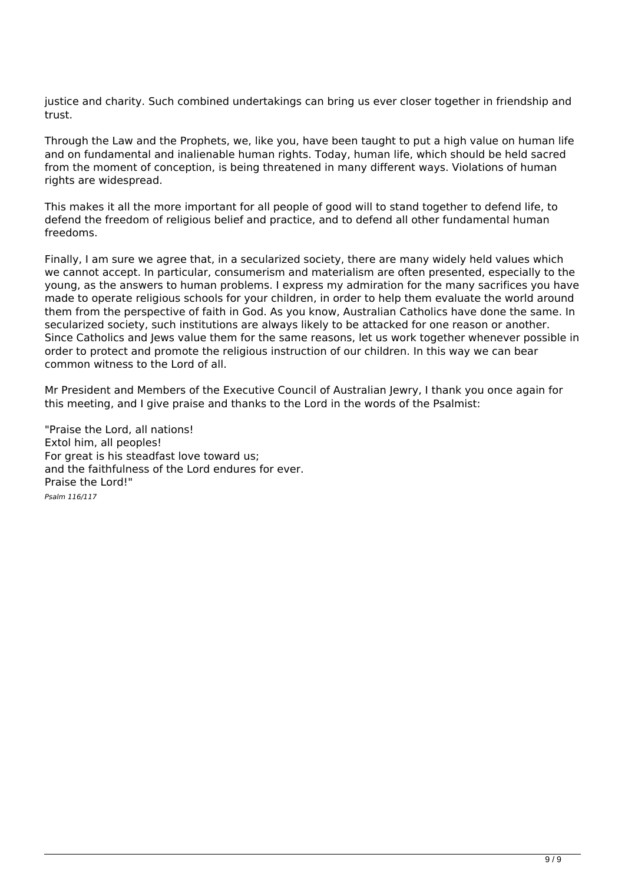justice and charity. Such combined undertakings can bring us ever closer together in friendship and trust.

Through the Law and the Prophets, we, like you, have been taught to put a high value on human life and on fundamental and inalienable human rights. Today, human life, which should be held sacred from the moment of conception, is being threatened in many different ways. Violations of human rights are widespread.

This makes it all the more important for all people of good will to stand together to defend life, to defend the freedom of religious belief and practice, and to defend all other fundamental human freedoms.

Finally, I am sure we agree that, in a secularized society, there are many widely held values which we cannot accept. In particular, consumerism and materialism are often presented, especially to the young, as the answers to human problems. I express my admiration for the many sacrifices you have made to operate religious schools for your children, in order to help them evaluate the world around them from the perspective of faith in God. As you know, Australian Catholics have done the same. In secularized society, such institutions are always likely to be attacked for one reason or another. Since Catholics and Jews value them for the same reasons, let us work together whenever possible in order to protect and promote the religious instruction of our children. In this way we can bear common witness to the Lord of all.

Mr President and Members of the Executive Council of Australian Jewry, I thank you once again for this meeting, and I give praise and thanks to the Lord in the words of the Psalmist:

"Praise the Lord, all nations!
Extol him, all peoples!
For great is his steadfast love toward us;
and the faithfulness of the Lord endures for ever.
Praise the Lord!"

*Psalm 116/117*